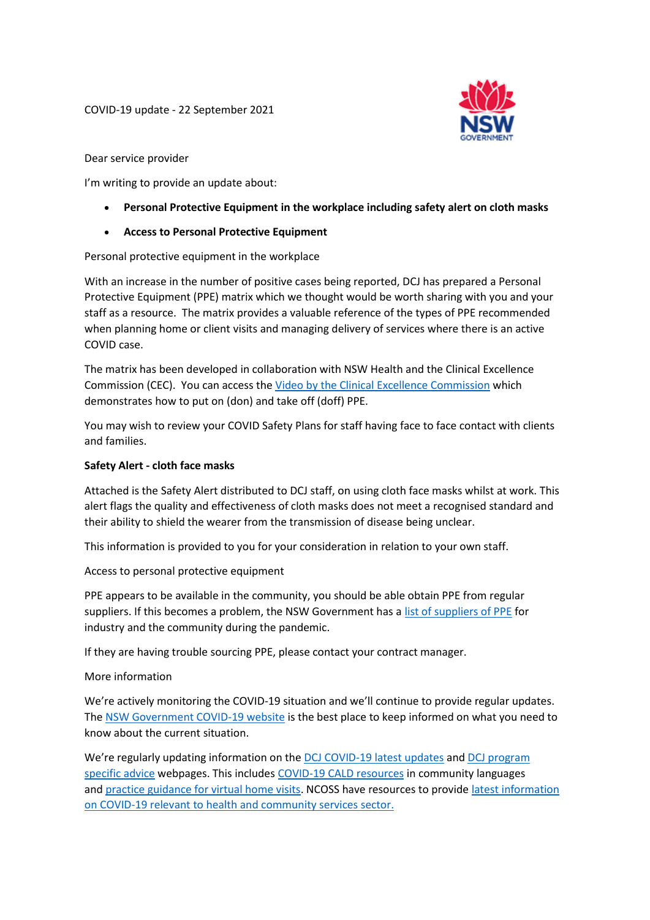COVID-19 update - 22 September 2021

Dear service provider

I'm writing to provide an update about:

- **Personal Protective Equipment in the workplace including safety alert on cloth masks**
- **Access to Personal Protective Equipment**

Personal protective equipment in the workplace

With an increase in the number of positive cases being reported, DCJ has prepared a Personal Protective Equipment (PPE) matrix which we thought would be worth sharing with you and your staff as a resource. The matrix provides a valuable reference of the types of PPE recommended when planning home or client visits and managing delivery of services where there is an active COVID case.

The matrix has been developed in collaboration with NSW Health and the Clinical Excellence Commission (CEC). You can access the Video by the Clinical Excellence Commission which demonstrates how to put on (don) and take off (doff) PPE.

You may wish to review your COVID Safety Plans for staff having face to face contact with clients and families.

**Safety Alert - cloth face masks**

Attached is the Safety Alert distributed to DCJ staff, on using cloth face masks whilst at work. This alert flags the quality and effectiveness of cloth masks does not meet a recognised standard and their ability to shield the wearer from the transmission of disease being unclear.

This information is provided to you for your consideration in relation to your own staff.

Access to personal protective equipment

PPE appears to be available in the community, you should be able obtain PPE from regular suppliers. If this becomes a problem, the NSW Government has a list of suppliers of PPE for industry and the community during the pandemic.

If they are having trouble sourcing PPE, please contact your contract manager.

More information

We're actively monitoring the COVID-19 situation and we'll continue to provide regular updates. The NSW Government COVID-19 website is the best place to keep informed on what you need to know about the current situation.

We're regularly updating information on the DCJ COVID-19 latest updates and DCJ program specific advice webpages. This includes COVID-19 CALD resources in community languages and practice guidance for virtual home visits. NCOSS have resources to provide latest information on COVID-19 relevant to health and community services sector.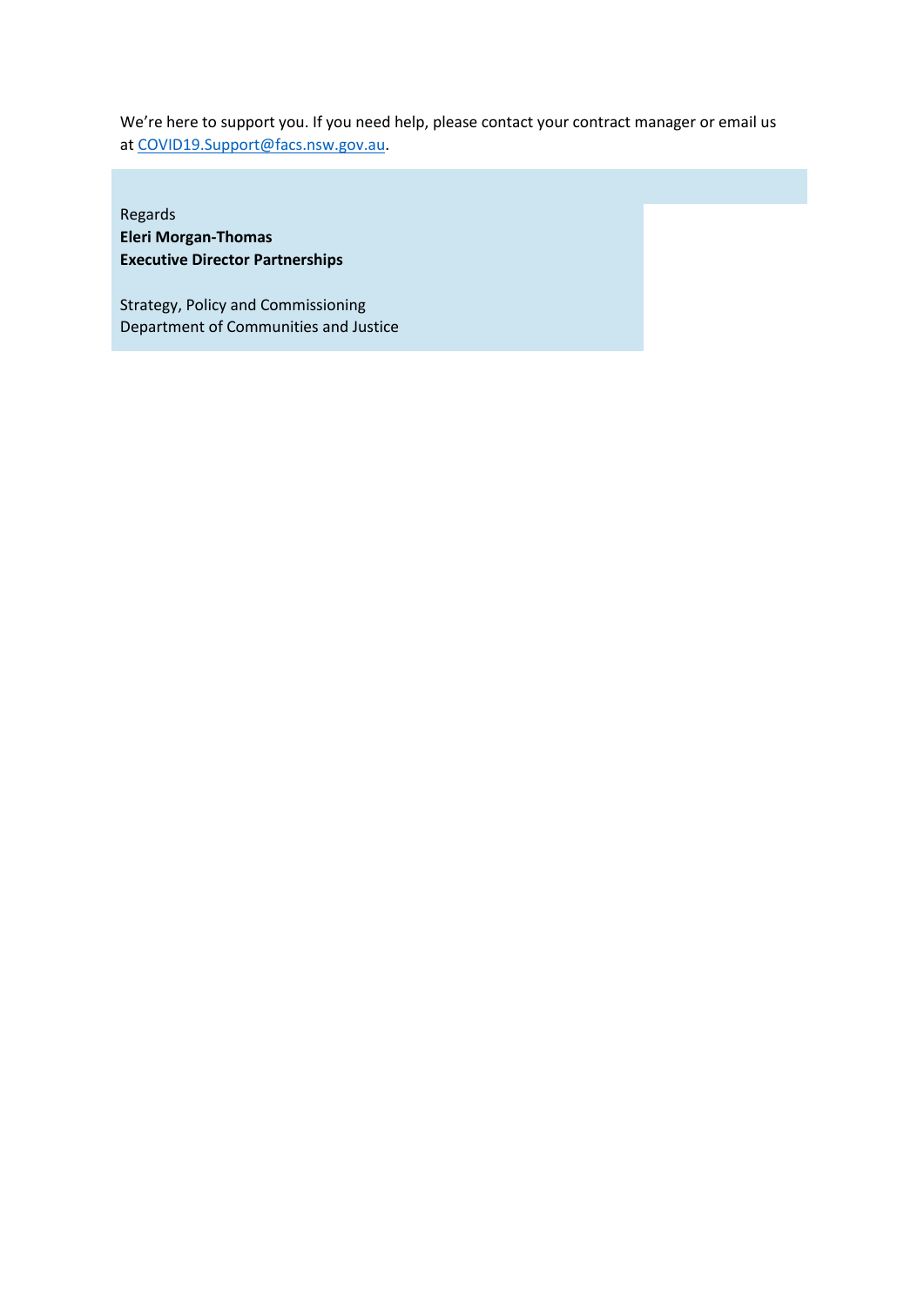We’re here to support you. If you need help, please contact your contract manager or email us at COVID19.Support@facs.nsw.gov.au.

Regards
**Eleri Morgan-Thomas**
**Executive Director Partnerships**

Strategy, Policy and Commissioning
Department of Communities and Justice